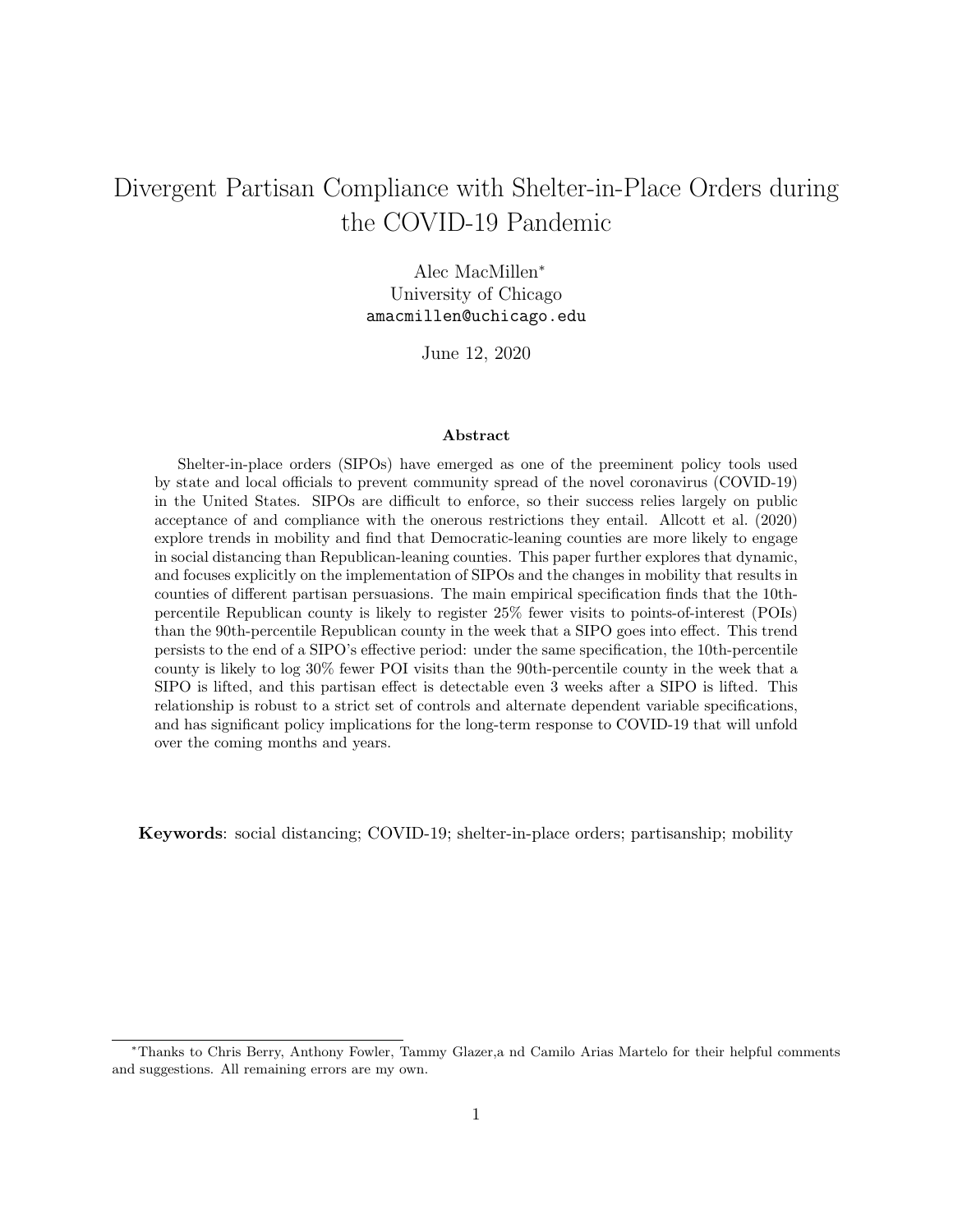# Divergent Partisan Compliance with Shelter-in-Place Orders during the COVID-19 Pandemic

Alec MacMillen*
University of Chicago
amacmillen@uchicago.edu

June 12, 2020

### Abstract

Shelter-in-place orders (SIPOs) have emerged as one of the preeminent policy tools used by state and local officials to prevent community spread of the novel coronavirus (COVID-19) in the United States. SIPOs are difficult to enforce, so their success relies largely on public acceptance of and compliance with the onerous restrictions they entail. Allcott et al. (2020) explore trends in mobility and find that Democratic-leaning counties are more likely to engage in social distancing than Republican-leaning counties. This paper further explores that dynamic, and focuses explicitly on the implementation of SIPOs and the changes in mobility that results in counties of different partisan persuasions. The main empirical specification finds that the 10th-percentile Republican county is likely to register 25% fewer visits to points-of-interest (POIs) than the 90th-percentile Republican county in the week that a SIPO goes into effect. This trend persists to the end of a SIPO's effective period: under the same specification, the 10th-percentile county is likely to log 30% fewer POI visits than the 90th-percentile county in the week that a SIPO is lifted, and this partisan effect is detectable even 3 weeks after a SIPO is lifted. This relationship is robust to a strict set of controls and alternate dependent variable specifications, and has significant policy implications for the long-term response to COVID-19 that will unfold over the coming months and years.

**Keywords**: social distancing; COVID-19; shelter-in-place orders; partisanship; mobility

*Thanks to Chris Berry, Anthony Fowler, Tammy Glazer,a nd Camilo Arias Martelo for their helpful comments and suggestions. All remaining errors are my own.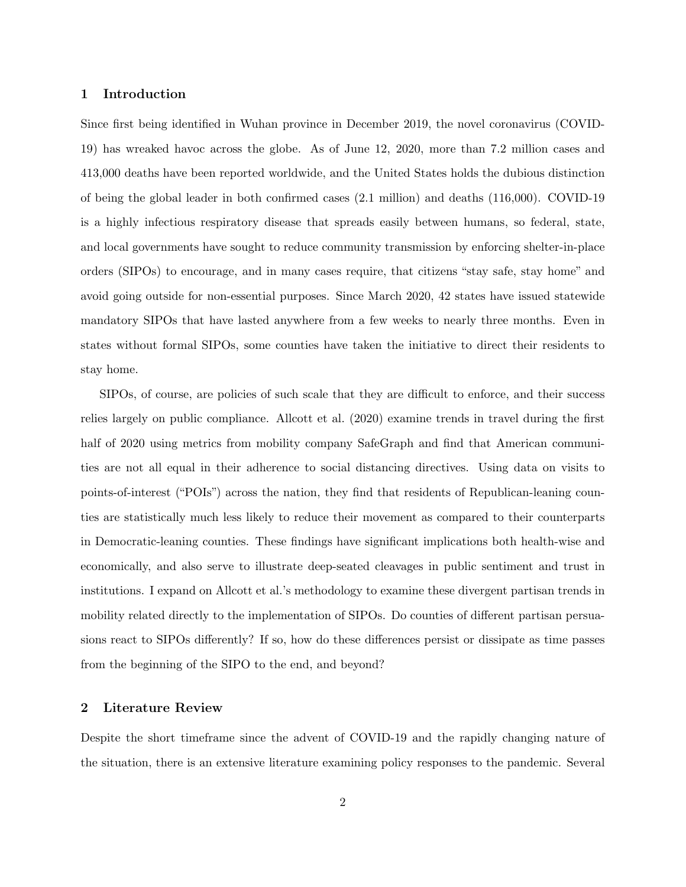## 1 Introduction

Since first being identified in Wuhan province in December 2019, the novel coronavirus (COVID-19) has wreaked havoc across the globe. As of June 12, 2020, more than 7.2 million cases and 413,000 deaths have been reported worldwide, and the United States holds the dubious distinction of being the global leader in both confirmed cases (2.1 million) and deaths (116,000). COVID-19 is a highly infectious respiratory disease that spreads easily between humans, so federal, state, and local governments have sought to reduce community transmission by enforcing shelter-in-place orders (SIPOs) to encourage, and in many cases require, that citizens "stay safe, stay home" and avoid going outside for non-essential purposes. Since March 2020, 42 states have issued statewide mandatory SIPOs that have lasted anywhere from a few weeks to nearly three months. Even in states without formal SIPOs, some counties have taken the initiative to direct their residents to stay home.

SIPOs, of course, are policies of such scale that they are difficult to enforce, and their success relies largely on public compliance. Allcott et al. (2020) examine trends in travel during the first half of 2020 using metrics from mobility company SafeGraph and find that American communities are not all equal in their adherence to social distancing directives. Using data on visits to points-of-interest ("POIs") across the nation, they find that residents of Republican-leaning counties are statistically much less likely to reduce their movement as compared to their counterparts in Democratic-leaning counties. These findings have significant implications both health-wise and economically, and also serve to illustrate deep-seated cleavages in public sentiment and trust in institutions. I expand on Allcott et al.'s methodology to examine these divergent partisan trends in mobility related directly to the implementation of SIPOs. Do counties of different partisan persuasions react to SIPOs differently? If so, how do these differences persist or dissipate as time passes from the beginning of the SIPO to the end, and beyond?

## 2 Literature Review

Despite the short timeframe since the advent of COVID-19 and the rapidly changing nature of the situation, there is an extensive literature examining policy responses to the pandemic. Several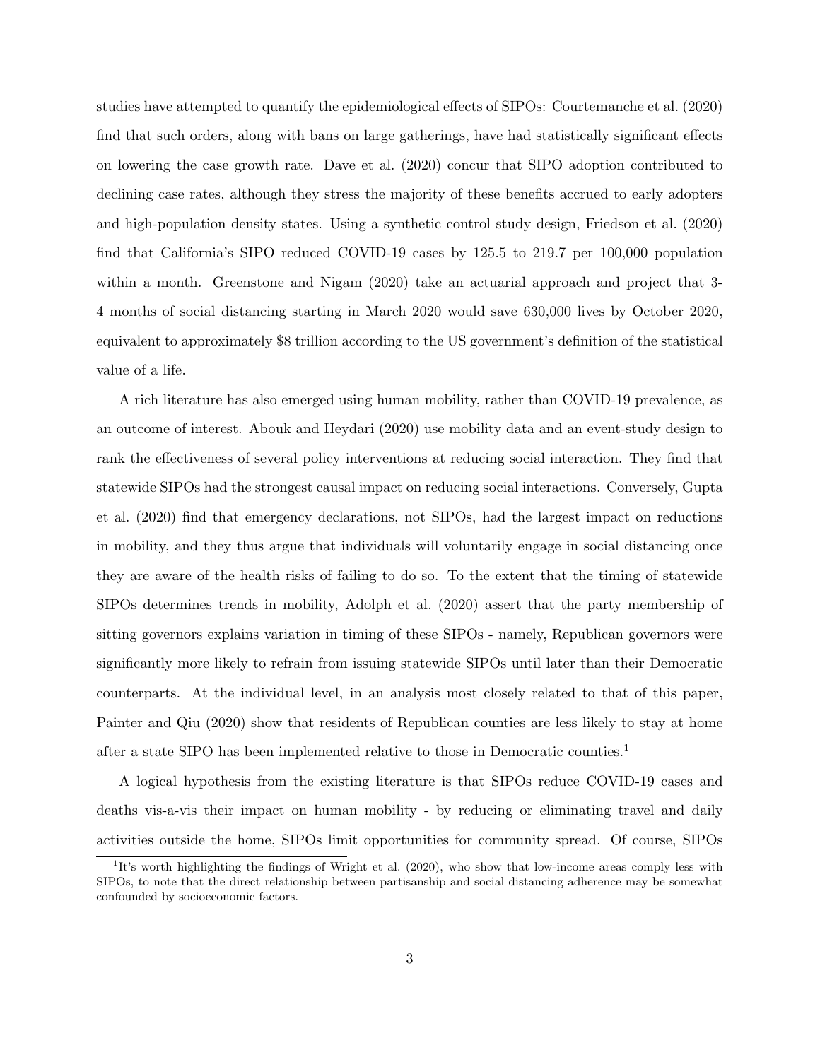studies have attempted to quantify the epidemiological effects of SIPOs: Courtemanche et al. (2020) find that such orders, along with bans on large gatherings, have had statistically significant effects on lowering the case growth rate. Dave et al. (2020) concur that SIPO adoption contributed to declining case rates, although they stress the majority of these benefits accrued to early adopters and high-population density states. Using a synthetic control study design, Friedson et al. (2020) find that California's SIPO reduced COVID-19 cases by 125.5 to 219.7 per 100,000 population within a month. Greenstone and Nigam (2020) take an actuarial approach and project that 3-4 months of social distancing starting in March 2020 would save 630,000 lives by October 2020, equivalent to approximately \$8 trillion according to the US government's definition of the statistical value of a life.

A rich literature has also emerged using human mobility, rather than COVID-19 prevalence, as an outcome of interest. Abouk and Heydari (2020) use mobility data and an event-study design to rank the effectiveness of several policy interventions at reducing social interaction. They find that statewide SIPOs had the strongest causal impact on reducing social interactions. Conversely, Gupta et al. (2020) find that emergency declarations, not SIPOs, had the largest impact on reductions in mobility, and they thus argue that individuals will voluntarily engage in social distancing once they are aware of the health risks of failing to do so. To the extent that the timing of statewide SIPOs determines trends in mobility, Adolph et al. (2020) assert that the party membership of sitting governors explains variation in timing of these SIPOs - namely, Republican governors were significantly more likely to refrain from issuing statewide SIPOs until later than their Democratic counterparts. At the individual level, in an analysis most closely related to that of this paper, Painter and Qiu (2020) show that residents of Republican counties are less likely to stay at home after a state SIPO has been implemented relative to those in Democratic counties.[1]

A logical hypothesis from the existing literature is that SIPOs reduce COVID-19 cases and deaths vis-a-vis their impact on human mobility - by reducing or eliminating travel and daily activities outside the home, SIPOs limit opportunities for community spread. Of course, SIPOs

[1] It's worth highlighting the findings of Wright et al. (2020), who show that low-income areas comply less with SIPOs, to note that the direct relationship between partisanship and social distancing adherence may be somewhat confounded by socioeconomic factors.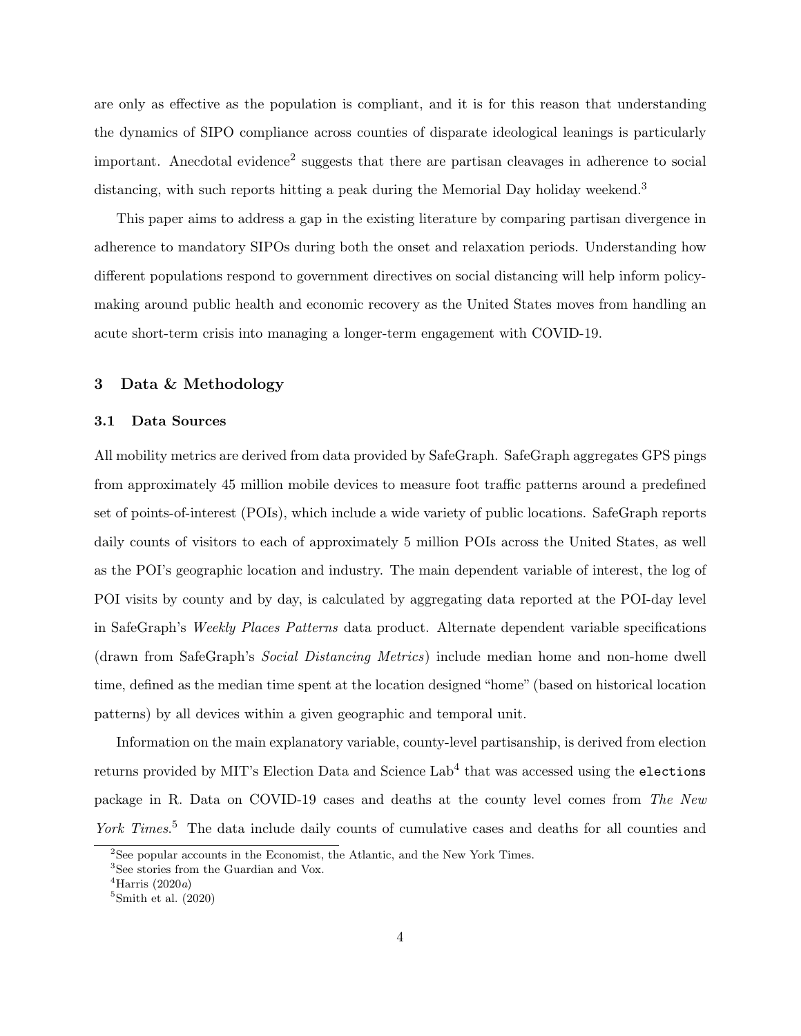are only as effective as the population is compliant, and it is for this reason that understanding the dynamics of SIPO compliance across counties of disparate ideological leanings is particularly important. Anecdotal evidence[2] suggests that there are partisan cleavages in adherence to social distancing, with such reports hitting a peak during the Memorial Day holiday weekend.[3]

This paper aims to address a gap in the existing literature by comparing partisan divergence in adherence to mandatory SIPOs during both the onset and relaxation periods. Understanding how different populations respond to government directives on social distancing will help inform policy-making around public health and economic recovery as the United States moves from handling an acute short-term crisis into managing a longer-term engagement with COVID-19.

## 3 Data & Methodology

### 3.1 Data Sources

All mobility metrics are derived from data provided by SafeGraph. SafeGraph aggregates GPS pings from approximately 45 million mobile devices to measure foot traffic patterns around a predefined set of points-of-interest (POIs), which include a wide variety of public locations. SafeGraph reports daily counts of visitors to each of approximately 5 million POIs across the United States, as well as the POI's geographic location and industry. The main dependent variable of interest, the log of POI visits by county and by day, is calculated by aggregating data reported at the POI-day level in SafeGraph's *Weekly Places Patterns* data product. Alternate dependent variable specifications (drawn from SafeGraph's *Social Distancing Metrics*) include median home and non-home dwell time, defined as the median time spent at the location designed "home" (based on historical location patterns) by all devices within a given geographic and temporal unit.

Information on the main explanatory variable, county-level partisanship, is derived from election returns provided by MIT's Election Data and Science Lab[4] that was accessed using the `elections` package in R. Data on COVID-19 cases and deaths at the county level comes from *The New York Times*.[5] The data include daily counts of cumulative cases and deaths for all counties and

---

[2] See popular accounts in the Economist, the Atlantic, and the New York Times.

[3] See stories from the Guardian and Vox.

[4] Harris (2020*a*)

[5] Smith et al. (2020)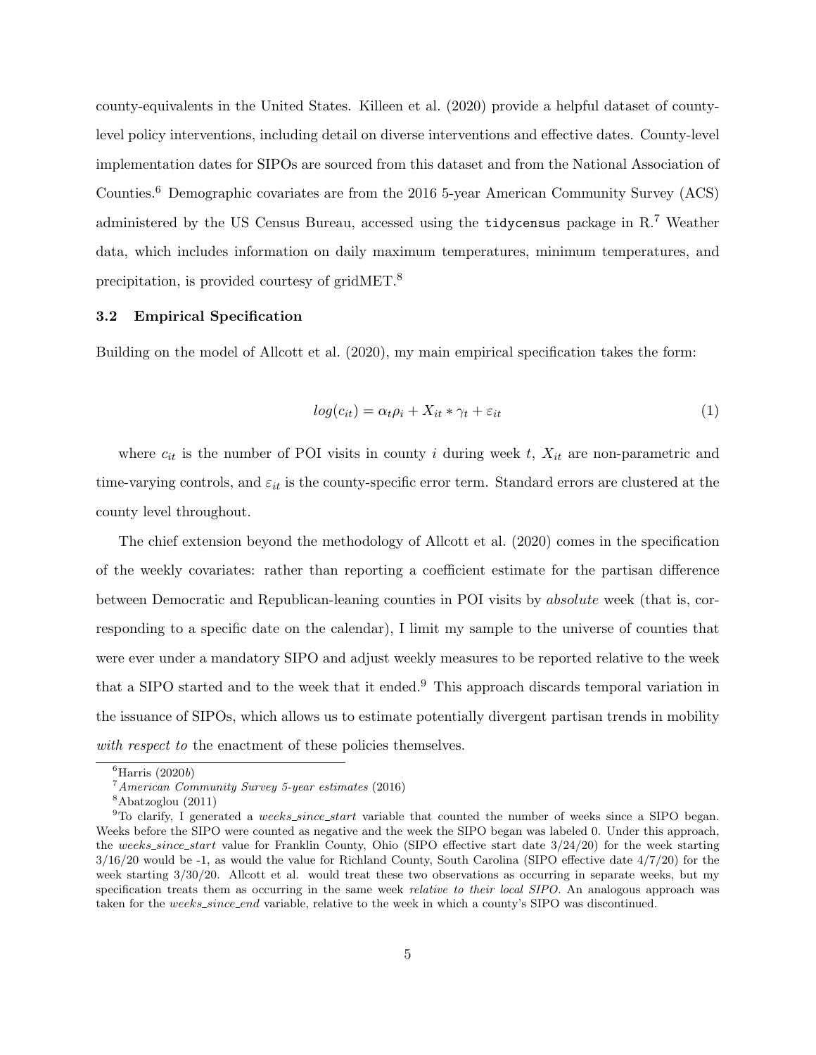county-equivalents in the United States. Killeen et al. (2020) provide a helpful dataset of county-level policy interventions, including detail on diverse interventions and effective dates. County-level implementation dates for SIPOs are sourced from this dataset and from the National Association of Counties.[6] Demographic covariates are from the 2016 5-year American Community Survey (ACS) administered by the US Census Bureau, accessed using the `tidycensus` package in R.[7] Weather data, which includes information on daily maximum temperatures, minimum temperatures, and precipitation, is provided courtesy of gridMET.[8]

### 3.2 Empirical Specification

Building on the model of Allcott et al. (2020), my main empirical specification takes the form:

$$log(c_{it}) = \alpha_t \rho_i + X_{it} * \gamma_t + \varepsilon_{it} \tag{1}$$

where $c_{it}$ is the number of POI visits in county $i$ during week $t$, $X_{it}$ are non-parametric and time-varying controls, and $\varepsilon_{it}$ is the county-specific error term. Standard errors are clustered at the county level throughout.

The chief extension beyond the methodology of Allcott et al. (2020) comes in the specification of the weekly covariates: rather than reporting a coefficient estimate for the partisan difference between Democratic and Republican-leaning counties in POI visits by *absolute* week (that is, corresponding to a specific date on the calendar), I limit my sample to the universe of counties that were ever under a mandatory SIPO and adjust weekly measures to be reported relative to the week that a SIPO started and to the week that it ended.[9] This approach discards temporal variation in the issuance of SIPOs, which allows us to estimate potentially divergent partisan trends in mobility *with respect to* the enactment of these policies themselves.

---

[6] Harris (2020*b*)

[7] *American Community Survey 5-year estimates* (2016)

[8] Abatzoglou (2011)

[9] To clarify, I generated a *weeks_since_start* variable that counted the number of weeks since a SIPO began. Weeks before the SIPO were counted as negative and the week the SIPO began was labeled 0. Under this approach, the *weeks_since_start* value for Franklin County, Ohio (SIPO effective start date 3/24/20) for the week starting 3/16/20 would be -1, as would the value for Richland County, South Carolina (SIPO effective date 4/7/20) for the week starting 3/30/20. Allcott et al. would treat these two observations as occurring in separate weeks, but my specification treats them as occurring in the same week *relative to their local SIPO*. An analogous approach was taken for the *weeks_since_end* variable, relative to the week in which a county's SIPO was discontinued.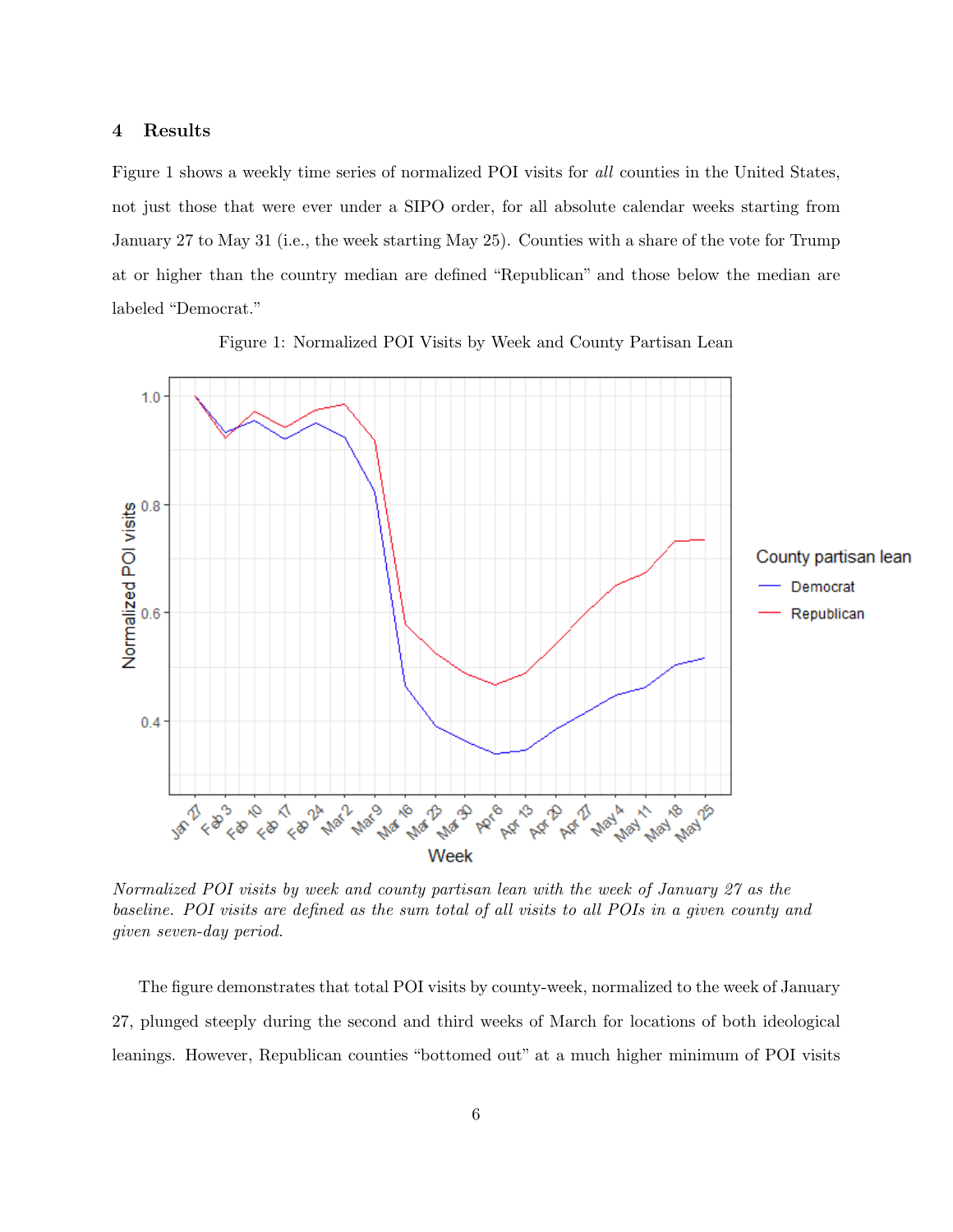## 4 Results

Figure 1 shows a weekly time series of normalized POI visits for *all* counties in the United States, not just those that were ever under a SIPO order, for all absolute calendar weeks starting from January 27 to May 31 (i.e., the week starting May 25). Counties with a share of the vote for Trump at or higher than the country median are defined "Republican" and those below the median are labeled "Democrat."

Figure 1: Normalized POI Visits by Week and County Partisan Lean

*Normalized POI visits by week and county partisan lean with the week of January 27 as the baseline. POI visits are defined as the sum total of all visits to all POIs in a given county and given seven-day period.*

The figure demonstrates that total POI visits by county-week, normalized to the week of January 27, plunged steeply during the second and third weeks of March for locations of both ideological leanings. However, Republican counties "bottomed out" at a much higher minimum of POI visits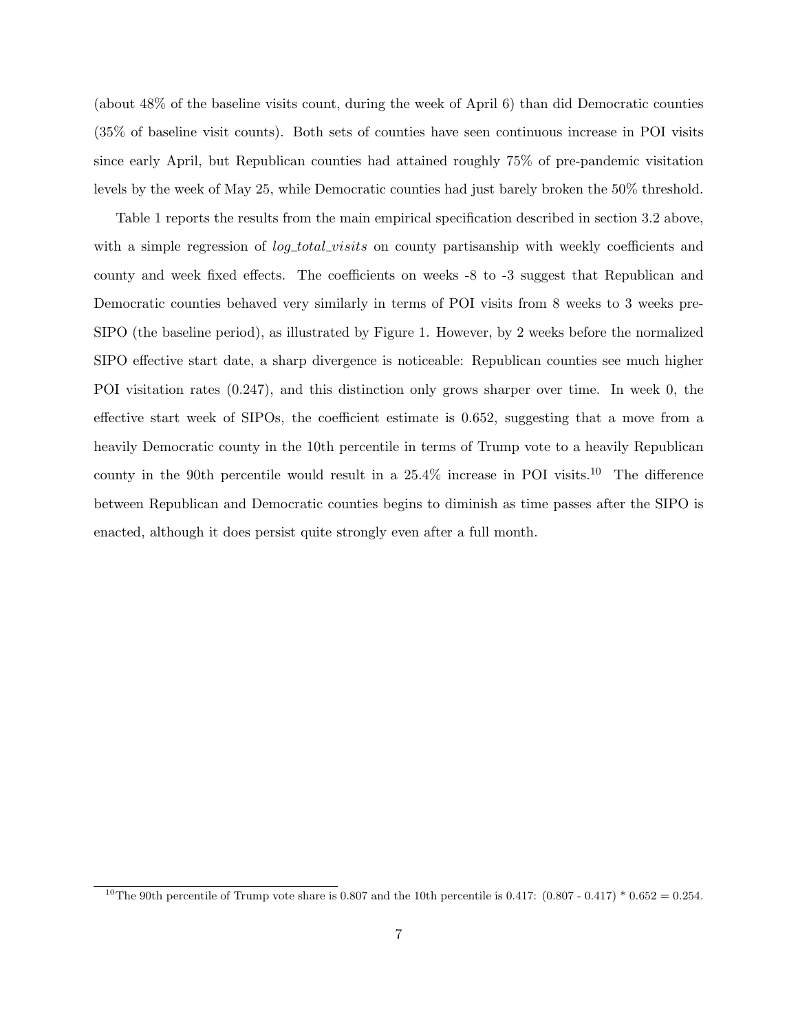(about 48% of the baseline visits count, during the week of April 6) than did Democratic counties (35% of baseline visit counts). Both sets of counties have seen continuous increase in POI visits since early April, but Republican counties had attained roughly 75% of pre-pandemic visitation levels by the week of May 25, while Democratic counties had just barely broken the 50% threshold.

Table 1 reports the results from the main empirical specification described in section 3.2 above, with a simple regression of *log_total_visits* on county partisanship with weekly coefficients and county and week fixed effects. The coefficients on weeks -8 to -3 suggest that Republican and Democratic counties behaved very similarly in terms of POI visits from 8 weeks to 3 weeks pre-SIPO (the baseline period), as illustrated by Figure 1. However, by 2 weeks before the normalized SIPO effective start date, a sharp divergence is noticeable: Republican counties see much higher POI visitation rates (0.247), and this distinction only grows sharper over time. In week 0, the effective start week of SIPOs, the coefficient estimate is 0.652, suggesting that a move from a heavily Democratic county in the 10th percentile in terms of Trump vote to a heavily Republican county in the 90th percentile would result in a 25.4% increase in POI visits.[10] The difference between Republican and Democratic counties begins to diminish as time passes after the SIPO is enacted, although it does persist quite strongly even after a full month.

[10] The 90th percentile of Trump vote share is 0.807 and the 10th percentile is 0.417: (0.807 - 0.417) * 0.652 = 0.254.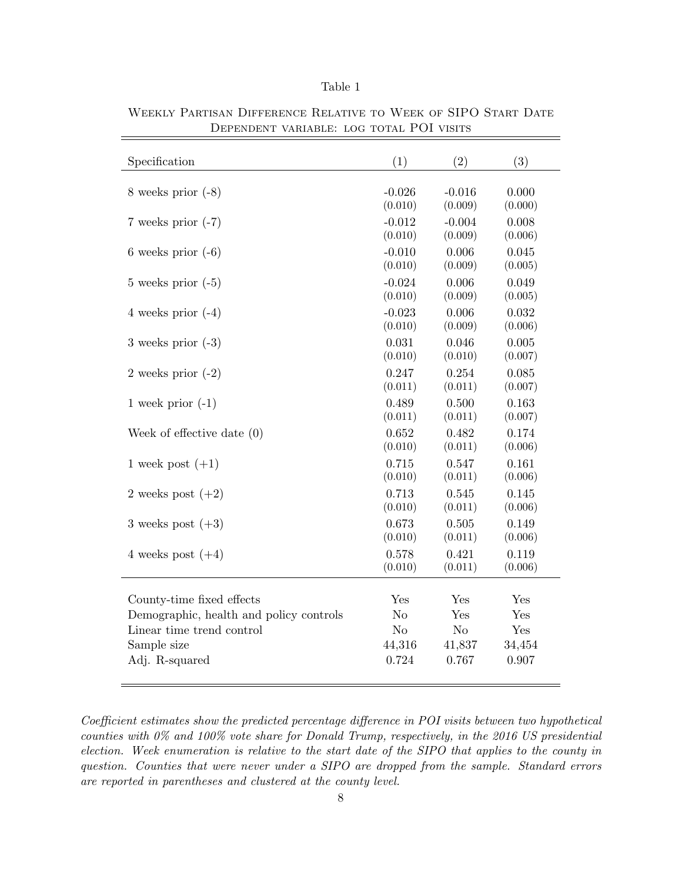Table 1

Weekly Partisan Difference Relative to Week of SIPO Start Date
Dependent variable: log total POI visits

| Specification | (1) | (2) | (3) |
|---|---|---|---|
| 8 weeks prior (-8) | -0.026 | -0.016 | 0.000 |
| | (0.010) | (0.009) | (0.000) |
| 7 weeks prior (-7) | -0.012 | -0.004 | 0.008 |
| | (0.010) | (0.009) | (0.006) |
| 6 weeks prior (-6) | -0.010 | 0.006 | 0.045 |
| | (0.010) | (0.009) | (0.005) |
| 5 weeks prior (-5) | -0.024 | 0.006 | 0.049 |
| | (0.010) | (0.009) | (0.005) |
| 4 weeks prior (-4) | -0.023 | 0.006 | 0.032 |
| | (0.010) | (0.009) | (0.006) |
| 3 weeks prior (-3) | 0.031 | 0.046 | 0.005 |
| | (0.010) | (0.010) | (0.007) |
| 2 weeks prior (-2) | 0.247 | 0.254 | 0.085 |
| | (0.011) | (0.011) | (0.007) |
| 1 week prior (-1) | 0.489 | 0.500 | 0.163 |
| | (0.011) | (0.011) | (0.007) |
| Week of effective date (0) | 0.652 | 0.482 | 0.174 |
| | (0.010) | (0.011) | (0.006) |
| 1 week post (+1) | 0.715 | 0.547 | 0.161 |
| | (0.010) | (0.011) | (0.006) |
| 2 weeks post (+2) | 0.713 | 0.545 | 0.145 |
| | (0.010) | (0.011) | (0.006) |
| 3 weeks post (+3) | 0.673 | 0.505 | 0.149 |
| | (0.010) | (0.011) | (0.006) |
| 4 weeks post (+4) | 0.578 | 0.421 | 0.119 |
| | (0.010) | (0.011) | (0.006) |
| County-time fixed effects | Yes | Yes | Yes |
| Demographic, health and policy controls | No | Yes | Yes |
| Linear time trend control | No | No | Yes |
| Sample size | 44,316 | 41,837 | 34,454 |
| Adj. R-squared | 0.724 | 0.767 | 0.907 |

*Coefficient estimates show the predicted percentage difference in POI visits between two hypothetical counties with 0% and 100% vote share for Donald Trump, respectively, in the 2016 US presidential election. Week enumeration is relative to the start date of the SIPO that applies to the county in question. Counties that were never under a SIPO are dropped from the sample. Standard errors are reported in parentheses and clustered at the county level.*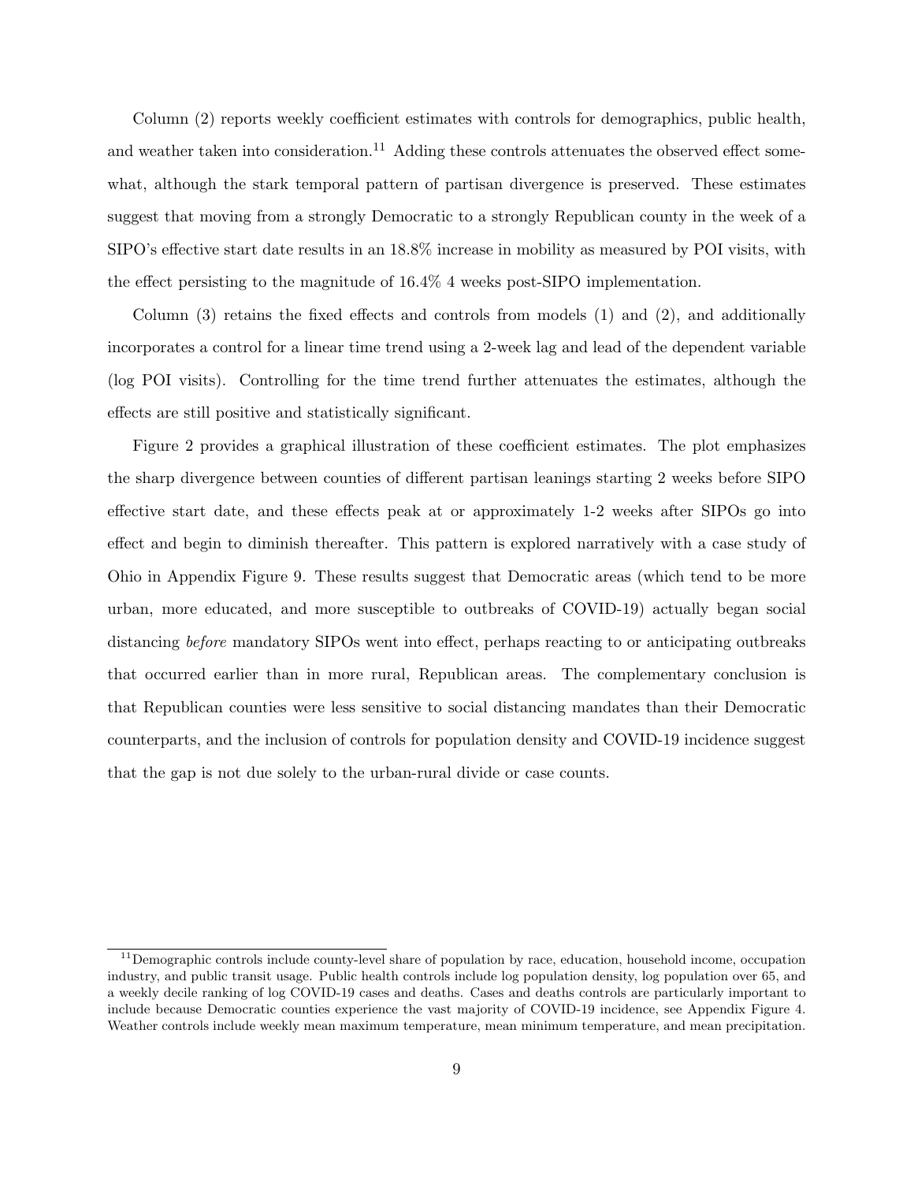Column (2) reports weekly coefficient estimates with controls for demographics, public health, and weather taken into consideration.[11] Adding these controls attenuates the observed effect somewhat, although the stark temporal pattern of partisan divergence is preserved. These estimates suggest that moving from a strongly Democratic to a strongly Republican county in the week of a SIPO's effective start date results in an 18.8% increase in mobility as measured by POI visits, with the effect persisting to the magnitude of 16.4% 4 weeks post-SIPO implementation.

Column (3) retains the fixed effects and controls from models (1) and (2), and additionally incorporates a control for a linear time trend using a 2-week lag and lead of the dependent variable (log POI visits). Controlling for the time trend further attenuates the estimates, although the effects are still positive and statistically significant.

Figure 2 provides a graphical illustration of these coefficient estimates. The plot emphasizes the sharp divergence between counties of different partisan leanings starting 2 weeks before SIPO effective start date, and these effects peak at or approximately 1-2 weeks after SIPOs go into effect and begin to diminish thereafter. This pattern is explored narratively with a case study of Ohio in Appendix Figure 9. These results suggest that Democratic areas (which tend to be more urban, more educated, and more susceptible to outbreaks of COVID-19) actually began social distancing *before* mandatory SIPOs went into effect, perhaps reacting to or anticipating outbreaks that occurred earlier than in more rural, Republican areas. The complementary conclusion is that Republican counties were less sensitive to social distancing mandates than their Democratic counterparts, and the inclusion of controls for population density and COVID-19 incidence suggest that the gap is not due solely to the urban-rural divide or case counts.

[11] Demographic controls include county-level share of population by race, education, household income, occupation industry, and public transit usage. Public health controls include log population density, log population over 65, and a weekly decile ranking of log COVID-19 cases and deaths. Cases and deaths controls are particularly important to include because Democratic counties experience the vast majority of COVID-19 incidence, see Appendix Figure 4. Weather controls include weekly mean maximum temperature, mean minimum temperature, and mean precipitation.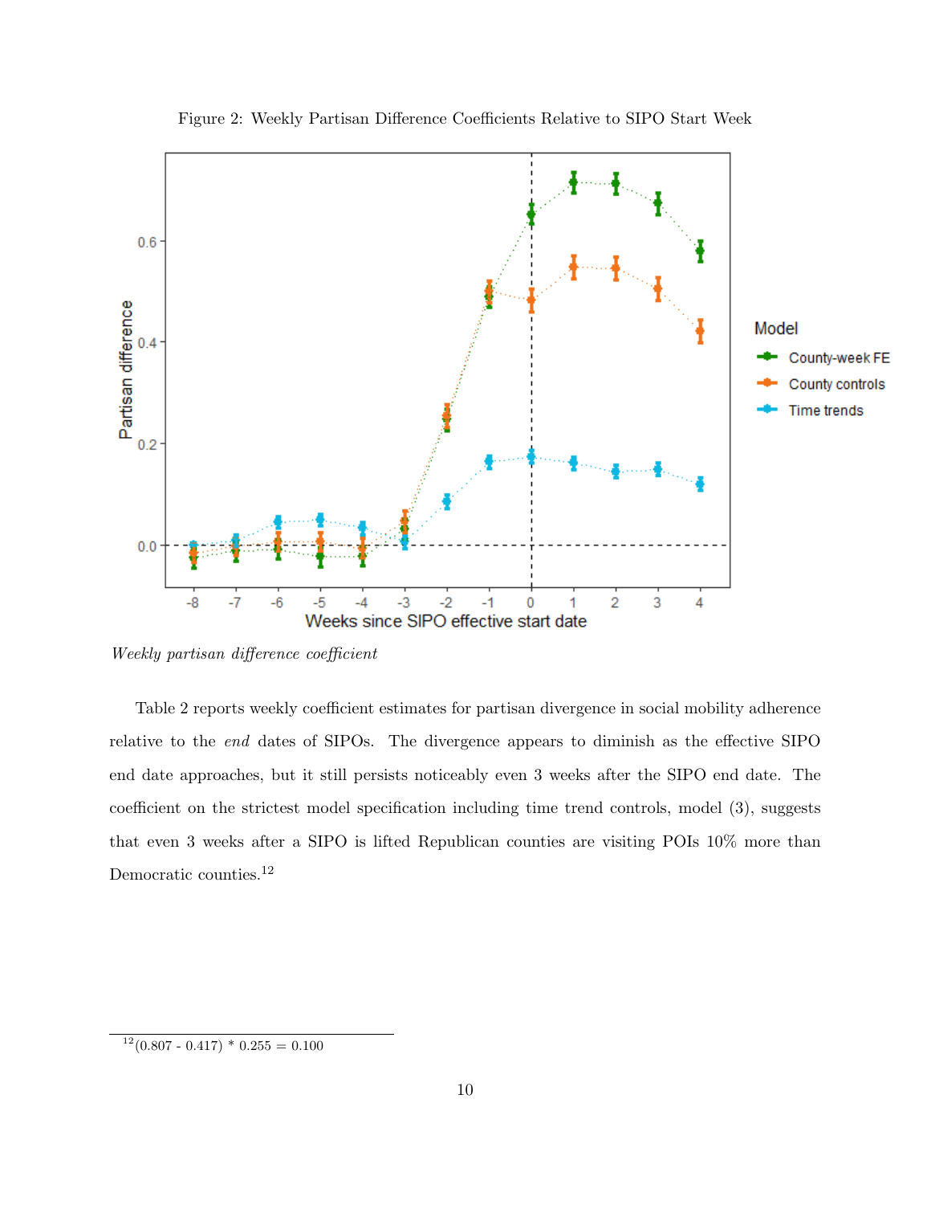Figure 2: Weekly Partisan Difference Coefficients Relative to SIPO Start Week

*Weekly partisan difference coefficient*

Table 2 reports weekly coefficient estimates for partisan divergence in social mobility adherence relative to the *end* dates of SIPOs. The divergence appears to diminish as the effective SIPO end date approaches, but it still persists noticeably even 3 weeks after the SIPO end date. The coefficient on the strictest model specification including time trend controls, model (3), suggests that even 3 weeks after a SIPO is lifted Republican counties are visiting POIs 10% more than Democratic counties.[12]

---

[12] (0.807 - 0.417) * 0.255 = 0.100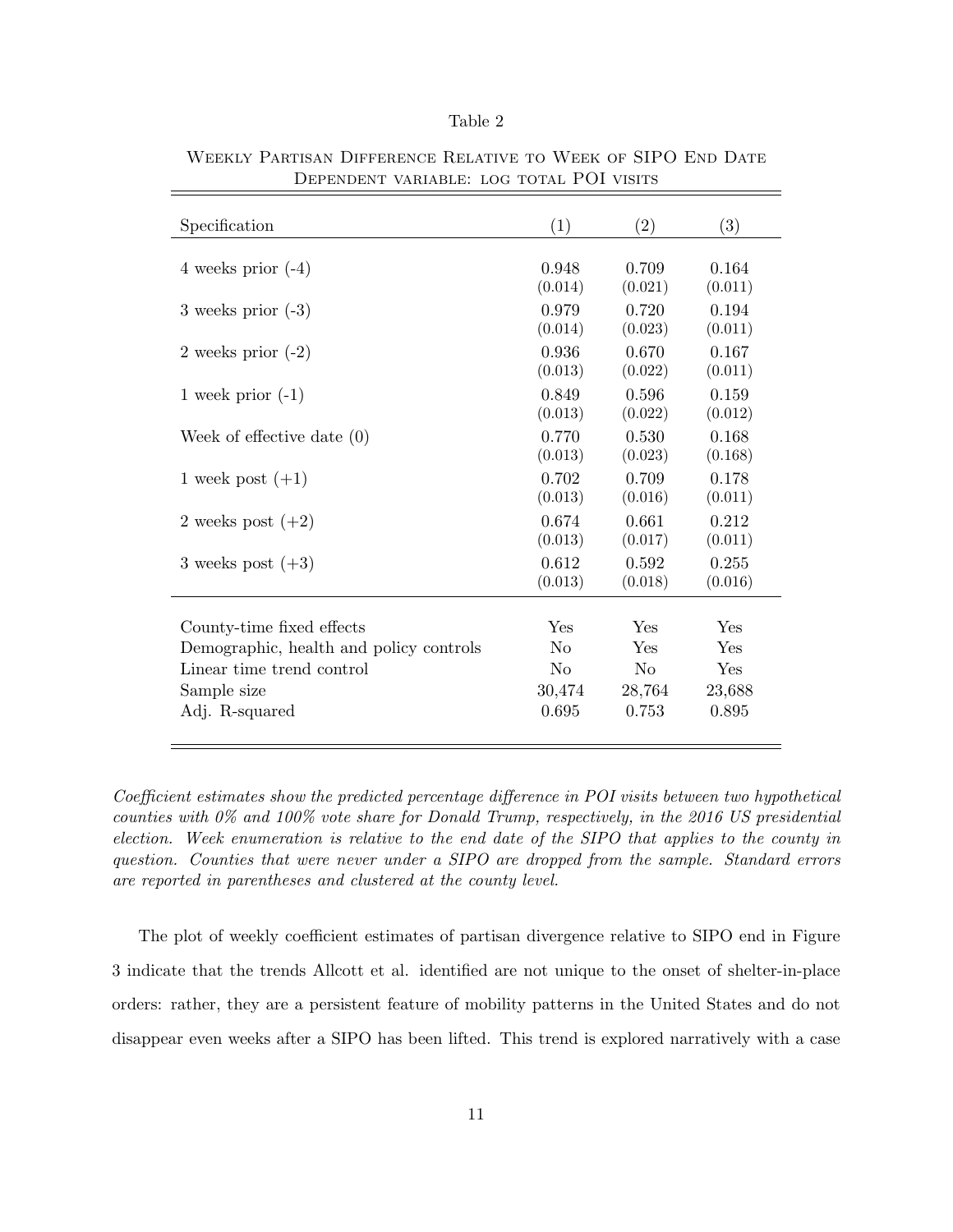Table 2

WEEKLY PARTISAN DIFFERENCE RELATIVE TO WEEK OF SIPO END DATE
DEPENDENT VARIABLE: LOG TOTAL POI VISITS

| Specification | (1) | (2) | (3) |
|---|---|---|---|
| 4 weeks prior (-4) | 0.948 | 0.709 | 0.164 |
| | (0.014) | (0.021) | (0.011) |
| 3 weeks prior (-3) | 0.979 | 0.720 | 0.194 |
| | (0.014) | (0.023) | (0.011) |
| 2 weeks prior (-2) | 0.936 | 0.670 | 0.167 |
| | (0.013) | (0.022) | (0.011) |
| 1 week prior (-1) | 0.849 | 0.596 | 0.159 |
| | (0.013) | (0.022) | (0.012) |
| Week of effective date (0) | 0.770 | 0.530 | 0.168 |
| | (0.013) | (0.023) | (0.168) |
| 1 week post (+1) | 0.702 | 0.709 | 0.178 |
| | (0.013) | (0.016) | (0.011) |
| 2 weeks post (+2) | 0.674 | 0.661 | 0.212 |
| | (0.013) | (0.017) | (0.011) |
| 3 weeks post (+3) | 0.612 | 0.592 | 0.255 |
| | (0.013) | (0.018) | (0.016) |
| County-time fixed effects | Yes | Yes | Yes |
| Demographic, health and policy controls | No | Yes | Yes |
| Linear time trend control | No | No | Yes |
| Sample size | 30,474 | 28,764 | 23,688 |
| Adj. R-squared | 0.695 | 0.753 | 0.895 |

*Coefficient estimates show the predicted percentage difference in POI visits between two hypothetical counties with 0% and 100% vote share for Donald Trump, respectively, in the 2016 US presidential election. Week enumeration is relative to the end date of the SIPO that applies to the county in question. Counties that were never under a SIPO are dropped from the sample. Standard errors are reported in parentheses and clustered at the county level.*

The plot of weekly coefficient estimates of partisan divergence relative to SIPO end in Figure 3 indicate that the trends Allcott et al. identified are not unique to the onset of shelter-in-place orders: rather, they are a persistent feature of mobility patterns in the United States and do not disappear even weeks after a SIPO has been lifted. This trend is explored narratively with a case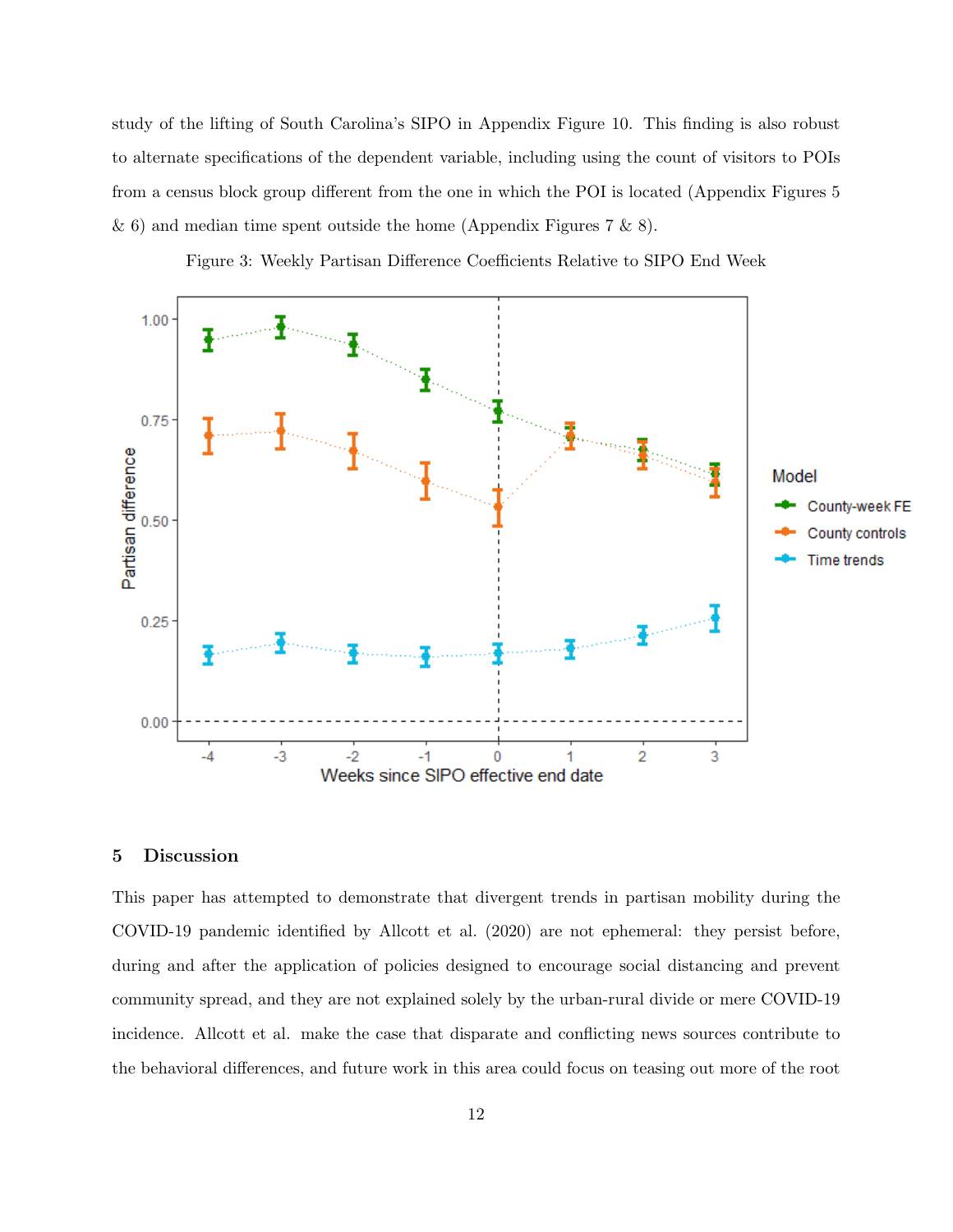study of the lifting of South Carolina's SIPO in Appendix Figure 10. This finding is also robust to alternate specifications of the dependent variable, including using the count of visitors to POIs from a census block group different from the one in which the POI is located (Appendix Figures 5 & 6) and median time spent outside the home (Appendix Figures 7 & 8).

Figure 3: Weekly Partisan Difference Coefficients Relative to SIPO End Week

## 5 Discussion

This paper has attempted to demonstrate that divergent trends in partisan mobility during the COVID-19 pandemic identified by Allcott et al. (2020) are not ephemeral: they persist before, during and after the application of policies designed to encourage social distancing and prevent community spread, and they are not explained solely by the urban-rural divide or mere COVID-19 incidence. Allcott et al. make the case that disparate and conflicting news sources contribute to the behavioral differences, and future work in this area could focus on teasing out more of the root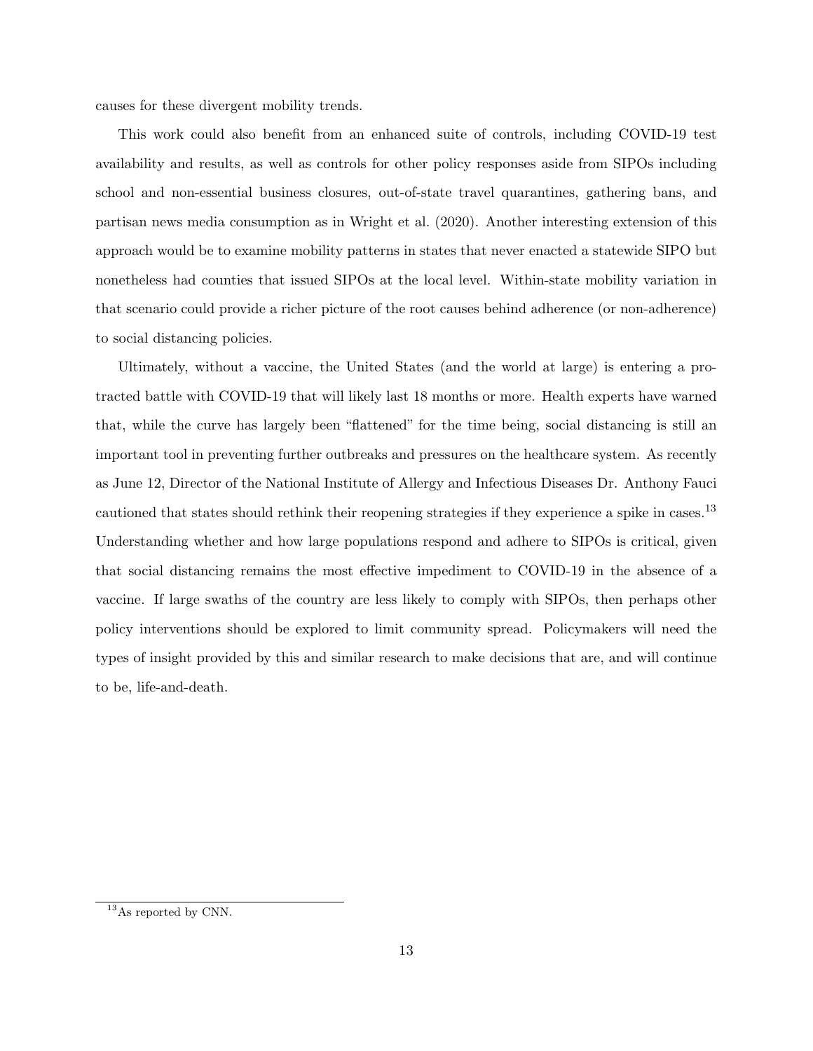causes for these divergent mobility trends.

This work could also benefit from an enhanced suite of controls, including COVID-19 test availability and results, as well as controls for other policy responses aside from SIPOs including school and non-essential business closures, out-of-state travel quarantines, gathering bans, and partisan news media consumption as in Wright et al. (2020). Another interesting extension of this approach would be to examine mobility patterns in states that never enacted a statewide SIPO but nonetheless had counties that issued SIPOs at the local level. Within-state mobility variation in that scenario could provide a richer picture of the root causes behind adherence (or non-adherence) to social distancing policies.

Ultimately, without a vaccine, the United States (and the world at large) is entering a protracted battle with COVID-19 that will likely last 18 months or more. Health experts have warned that, while the curve has largely been "flattened" for the time being, social distancing is still an important tool in preventing further outbreaks and pressures on the healthcare system. As recently as June 12, Director of the National Institute of Allergy and Infectious Diseases Dr. Anthony Fauci cautioned that states should rethink their reopening strategies if they experience a spike in cases.[13] Understanding whether and how large populations respond and adhere to SIPOs is critical, given that social distancing remains the most effective impediment to COVID-19 in the absence of a vaccine. If large swaths of the country are less likely to comply with SIPOs, then perhaps other policy interventions should be explored to limit community spread. Policymakers will need the types of insight provided by this and similar research to make decisions that are, and will continue to be, life-and-death.

[13] As reported by CNN.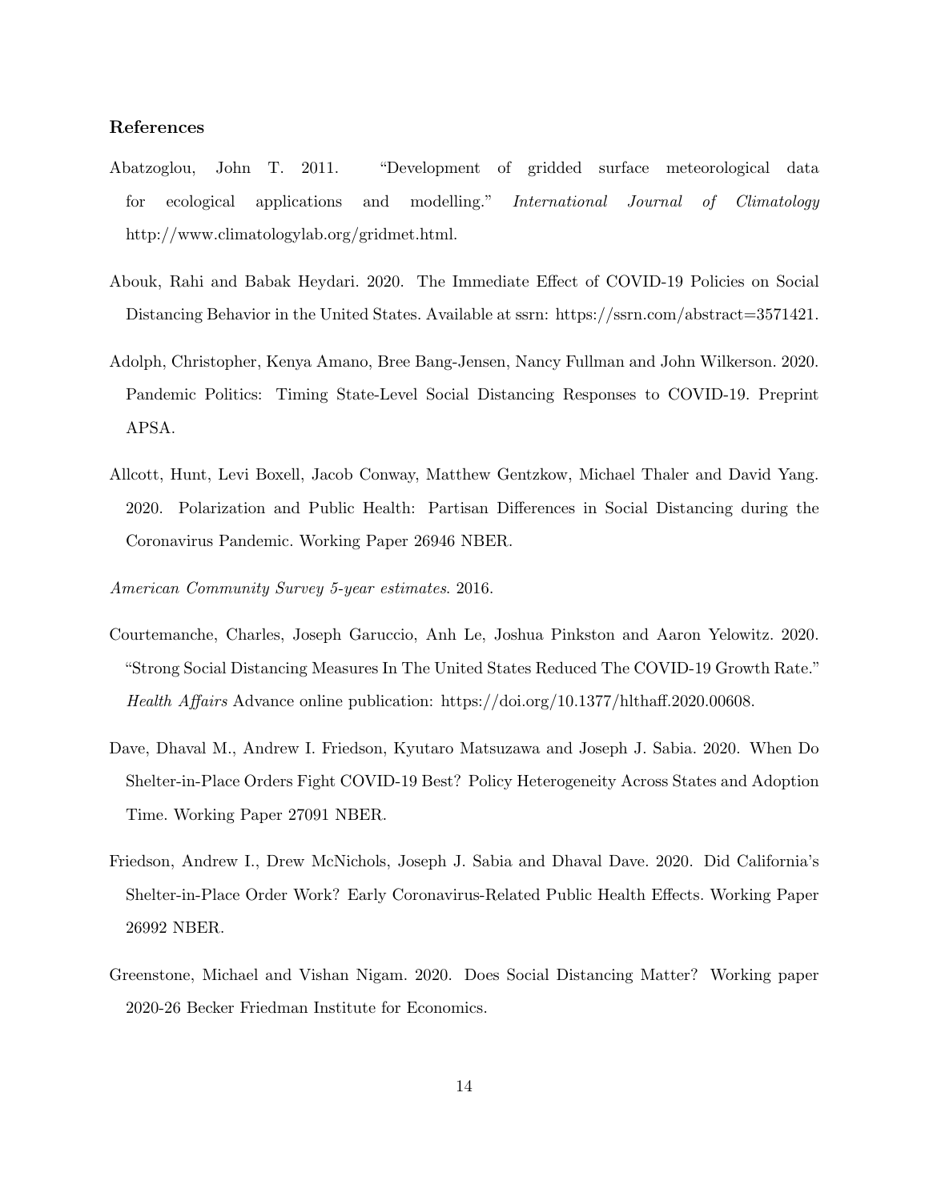### References

Abatzoglou, John T. 2011. "Development of gridded surface meteorological data for ecological applications and modelling." *International Journal of Climatology* http://www.climatologylab.org/gridmet.html.

Abouk, Rahi and Babak Heydari. 2020. The Immediate Effect of COVID-19 Policies on Social Distancing Behavior in the United States. Available at ssrn: https://ssrn.com/abstract=3571421.

Adolph, Christopher, Kenya Amano, Bree Bang-Jensen, Nancy Fullman and John Wilkerson. 2020. Pandemic Politics: Timing State-Level Social Distancing Responses to COVID-19. Preprint APSA.

Allcott, Hunt, Levi Boxell, Jacob Conway, Matthew Gentzkow, Michael Thaler and David Yang. 2020. Polarization and Public Health: Partisan Differences in Social Distancing during the Coronavirus Pandemic. Working Paper 26946 NBER.

*American Community Survey 5-year estimates*. 2016.

Courtemanche, Charles, Joseph Garuccio, Anh Le, Joshua Pinkston and Aaron Yelowitz. 2020. "Strong Social Distancing Measures In The United States Reduced The COVID-19 Growth Rate." *Health Affairs* Advance online publication: https://doi.org/10.1377/hlthaff.2020.00608.

Dave, Dhaval M., Andrew I. Friedson, Kyutaro Matsuzawa and Joseph J. Sabia. 2020. When Do Shelter-in-Place Orders Fight COVID-19 Best? Policy Heterogeneity Across States and Adoption Time. Working Paper 27091 NBER.

Friedson, Andrew I., Drew McNichols, Joseph J. Sabia and Dhaval Dave. 2020. Did California's Shelter-in-Place Order Work? Early Coronavirus-Related Public Health Effects. Working Paper 26992 NBER.

Greenstone, Michael and Vishan Nigam. 2020. Does Social Distancing Matter? Working paper 2020-26 Becker Friedman Institute for Economics.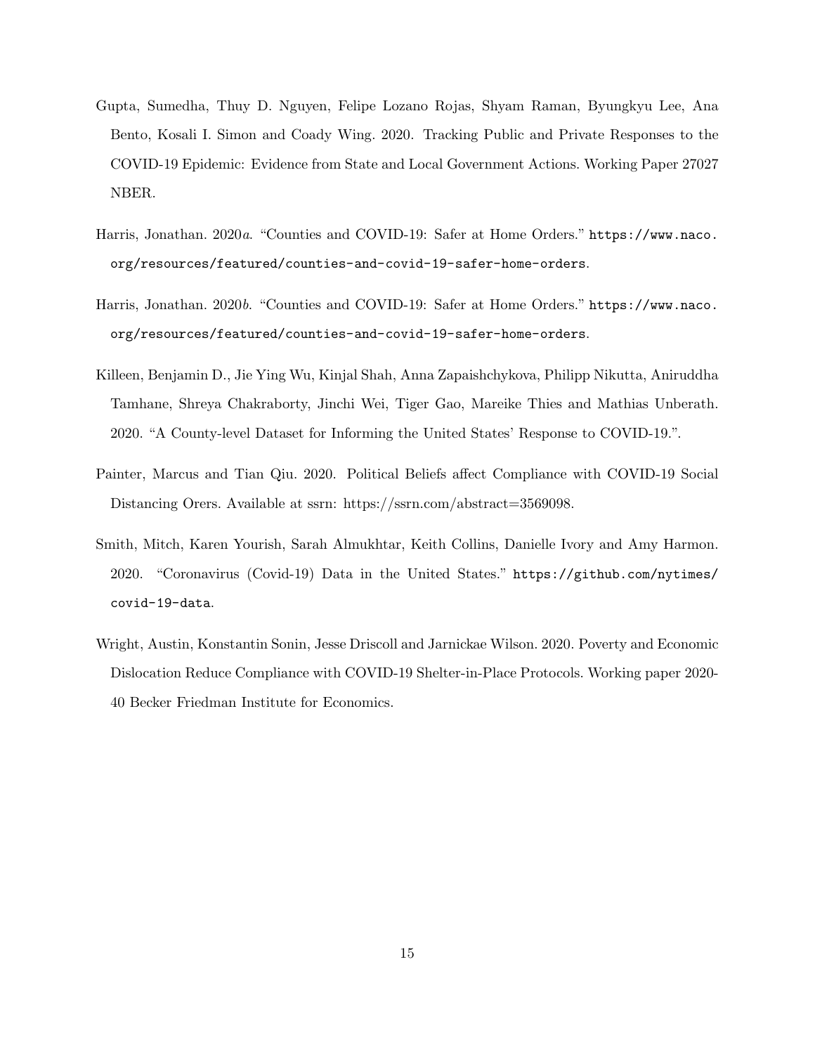Gupta, Sumedha, Thuy D. Nguyen, Felipe Lozano Rojas, Shyam Raman, Byungkyu Lee, Ana Bento, Kosali I. Simon and Coady Wing. 2020. Tracking Public and Private Responses to the COVID-19 Epidemic: Evidence from State and Local Government Actions. Working Paper 27027 NBER.

Harris, Jonathan. 2020*a*. "Counties and COVID-19: Safer at Home Orders." https://www.naco.org/resources/featured/counties-and-covid-19-safer-home-orders.

Harris, Jonathan. 2020*b*. "Counties and COVID-19: Safer at Home Orders." https://www.naco.org/resources/featured/counties-and-covid-19-safer-home-orders.

Killeen, Benjamin D., Jie Ying Wu, Kinjal Shah, Anna Zapaishchykova, Philipp Nikutta, Aniruddha Tamhane, Shreya Chakraborty, Jinchi Wei, Tiger Gao, Mareike Thies and Mathias Unberath. 2020. "A County-level Dataset for Informing the United States' Response to COVID-19.".

Painter, Marcus and Tian Qiu. 2020. Political Beliefs affect Compliance with COVID-19 Social Distancing Orers. Available at ssrn: https://ssrn.com/abstract=3569098.

Smith, Mitch, Karen Yourish, Sarah Almukhtar, Keith Collins, Danielle Ivory and Amy Harmon. 2020. "Coronavirus (Covid-19) Data in the United States." https://github.com/nytimes/covid-19-data.

Wright, Austin, Konstantin Sonin, Jesse Driscoll and Jarnickae Wilson. 2020. Poverty and Economic Dislocation Reduce Compliance with COVID-19 Shelter-in-Place Protocols. Working paper 2020-40 Becker Friedman Institute for Economics.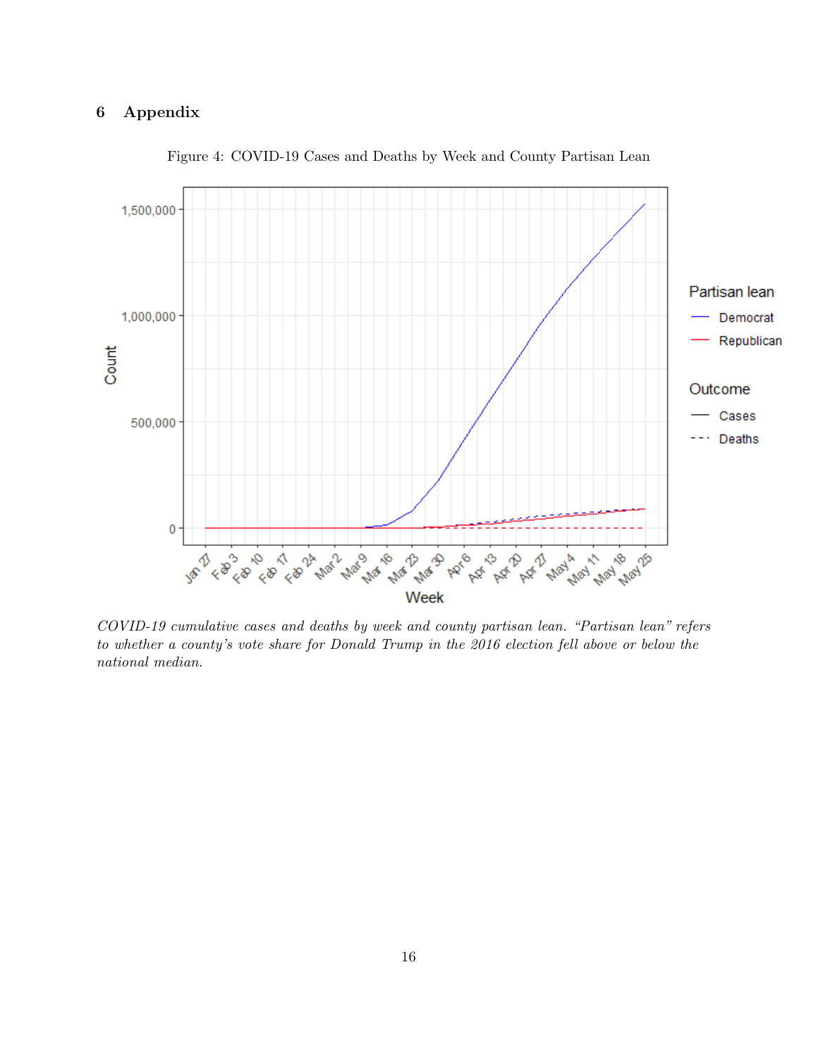# 6 Appendix

Figure 4: COVID-19 Cases and Deaths by Week and County Partisan Lean

*COVID-19 cumulative cases and deaths by week and county partisan lean. "Partisan lean" refers to whether a county's vote share for Donald Trump in the 2016 election fell above or below the national median.*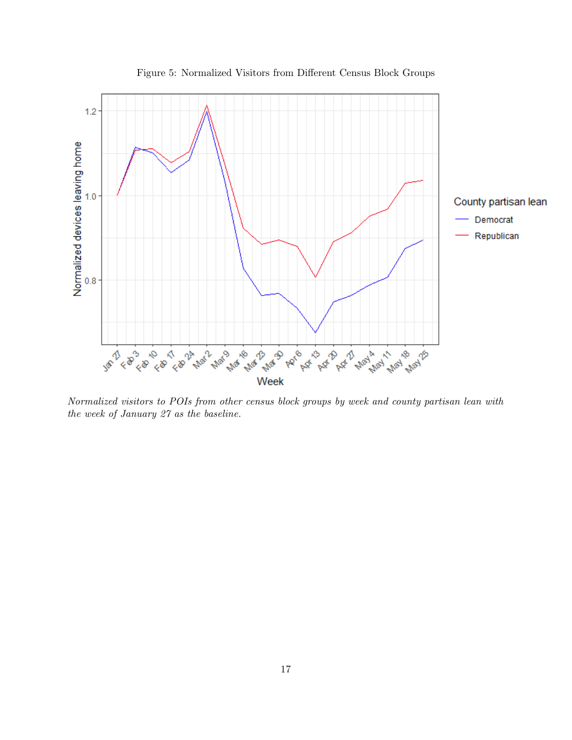Figure 5: Normalized Visitors from Different Census Block Groups

*Normalized visitors to POIs from other census block groups by week and county partisan lean with the week of January 27 as the baseline.*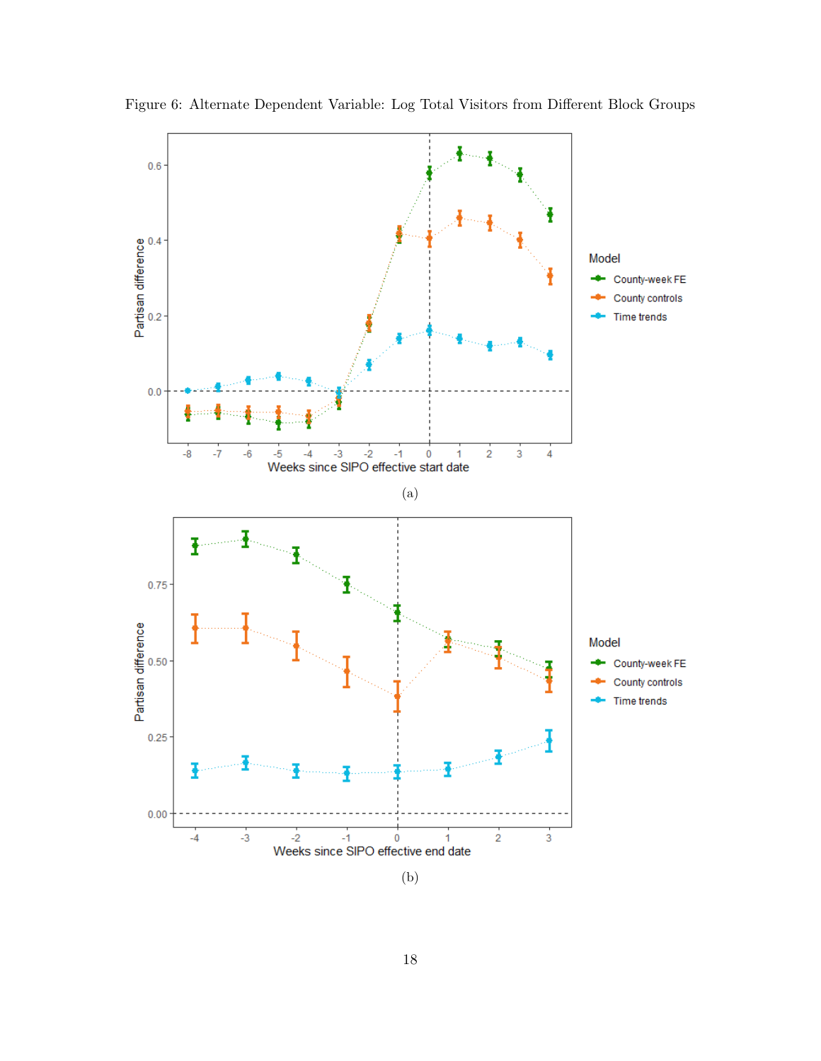Figure 6: Alternate Dependent Variable: Log Total Visitors from Different Block Groups

(a)

(b)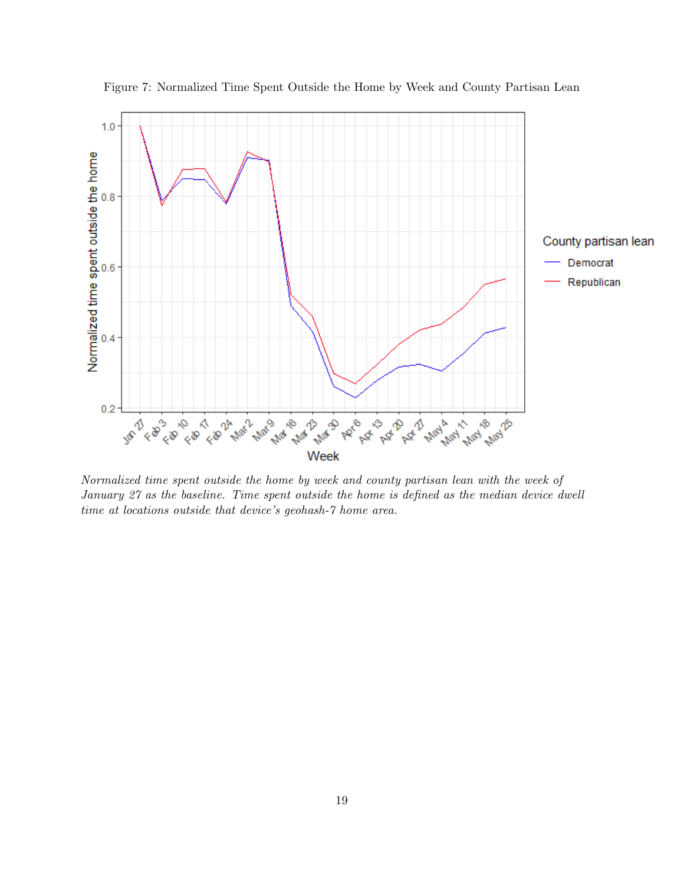Figure 7: Normalized Time Spent Outside the Home by Week and County Partisan Lean

*Normalized time spent outside the home by week and county partisan lean with the week of January 27 as the baseline. Time spent outside the home is defined as the median device dwell time at locations outside that device's geohash-7 home area.*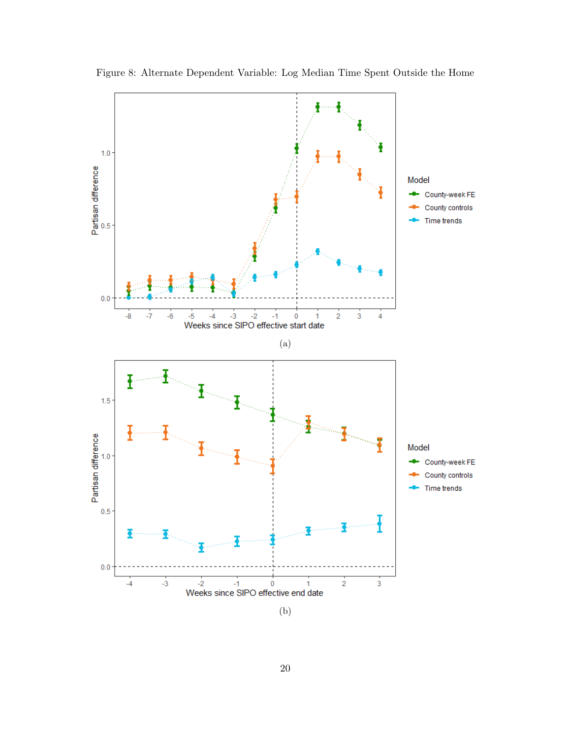Figure 8: Alternate Dependent Variable: Log Median Time Spent Outside the Home

(a)

(b)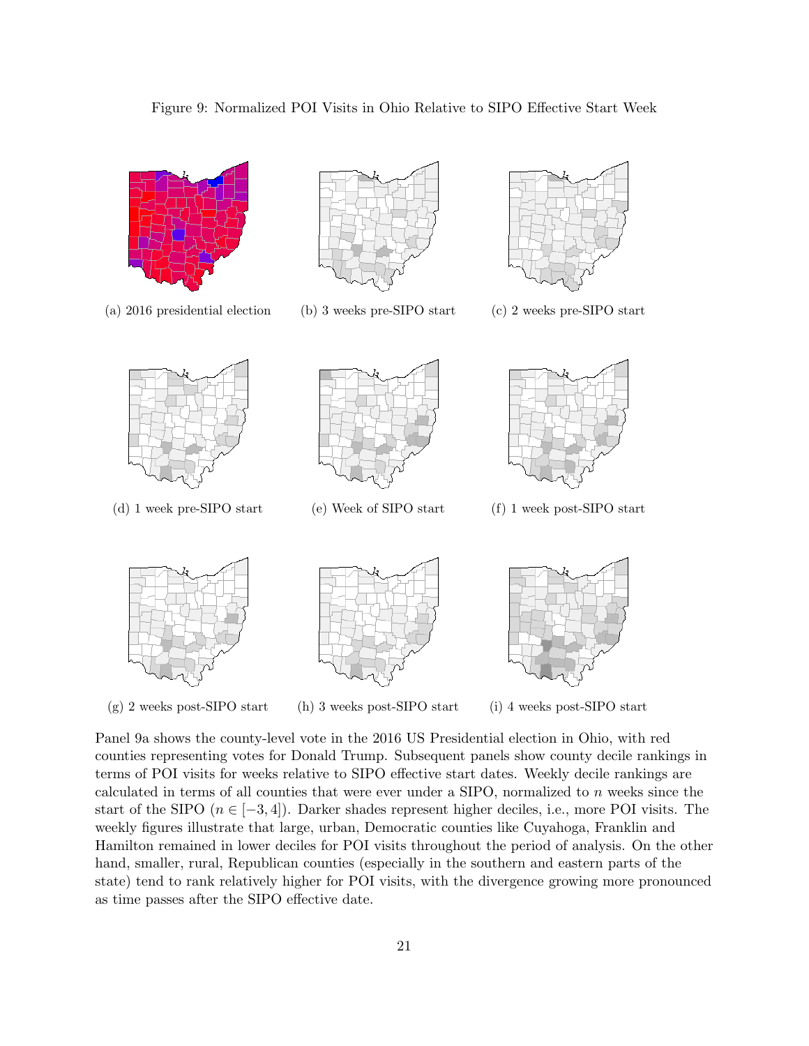Figure 9: Normalized POI Visits in Ohio Relative to SIPO Effective Start Week

(a) 2016 presidential election

(b) 3 weeks pre-SIPO start

(c) 2 weeks pre-SIPO start

(d) 1 week pre-SIPO start

(e) Week of SIPO start

(f) 1 week post-SIPO start

(g) 2 weeks post-SIPO start

(h) 3 weeks post-SIPO start

(i) 4 weeks post-SIPO start

Panel 9a shows the county-level vote in the 2016 US Presidential election in Ohio, with red counties representing votes for Donald Trump. Subsequent panels show county decile rankings in terms of POI visits for weeks relative to SIPO effective start dates. Weekly decile rankings are calculated in terms of all counties that were ever under a SIPO, normalized to $n$ weeks since the start of the SIPO ($n \in [-3, 4]$). Darker shades represent higher deciles, i.e., more POI visits. The weekly figures illustrate that large, urban, Democratic counties like Cuyahoga, Franklin and Hamilton remained in lower deciles for POI visits throughout the period of analysis. On the other hand, smaller, rural, Republican counties (especially in the southern and eastern parts of the state) tend to rank relatively higher for POI visits, with the divergence growing more pronounced as time passes after the SIPO effective date.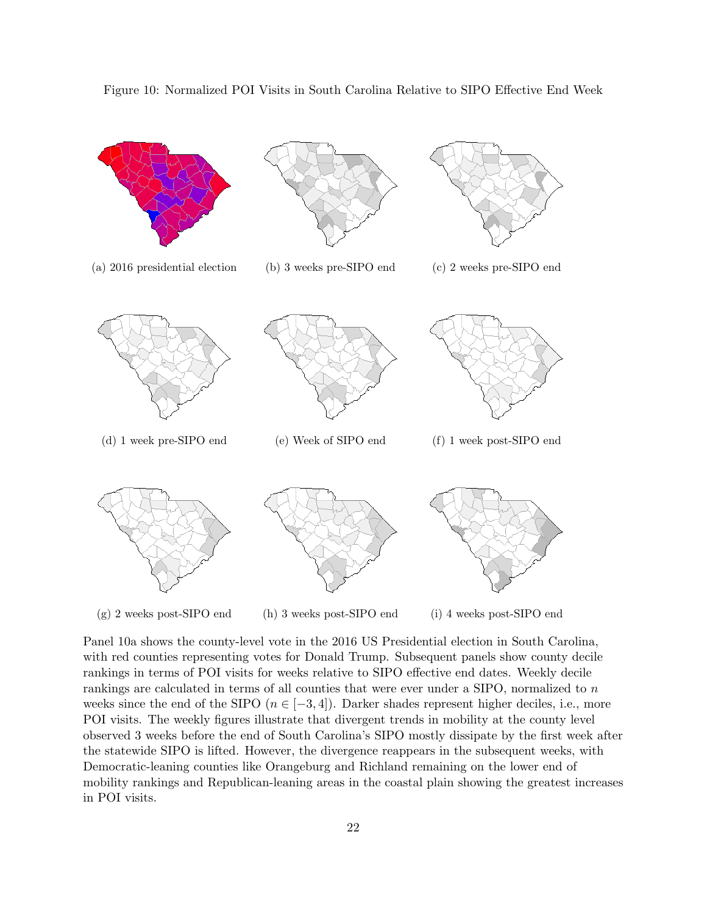Figure 10: Normalized POI Visits in South Carolina Relative to SIPO Effective End Week

(a) 2016 presidential election

(b) 3 weeks pre-SIPO end

(c) 2 weeks pre-SIPO end

(d) 1 week pre-SIPO end

(e) Week of SIPO end

(f) 1 week post-SIPO end

(g) 2 weeks post-SIPO end

(h) 3 weeks post-SIPO end

(i) 4 weeks post-SIPO end

Panel 10a shows the county-level vote in the 2016 US Presidential election in South Carolina, with red counties representing votes for Donald Trump. Subsequent panels show county decile rankings in terms of POI visits for weeks relative to SIPO effective end dates. Weekly decile rankings are calculated in terms of all counties that were ever under a SIPO, normalized to $n$ weeks since the end of the SIPO ($n \in [-3, 4]$). Darker shades represent higher deciles, i.e., more POI visits. The weekly figures illustrate that divergent trends in mobility at the county level observed 3 weeks before the end of South Carolina's SIPO mostly dissipate by the first week after the statewide SIPO is lifted. However, the divergence reappears in the subsequent weeks, with Democratic-leaning counties like Orangeburg and Richland remaining on the lower end of mobility rankings and Republican-leaning areas in the coastal plain showing the greatest increases in POI visits.